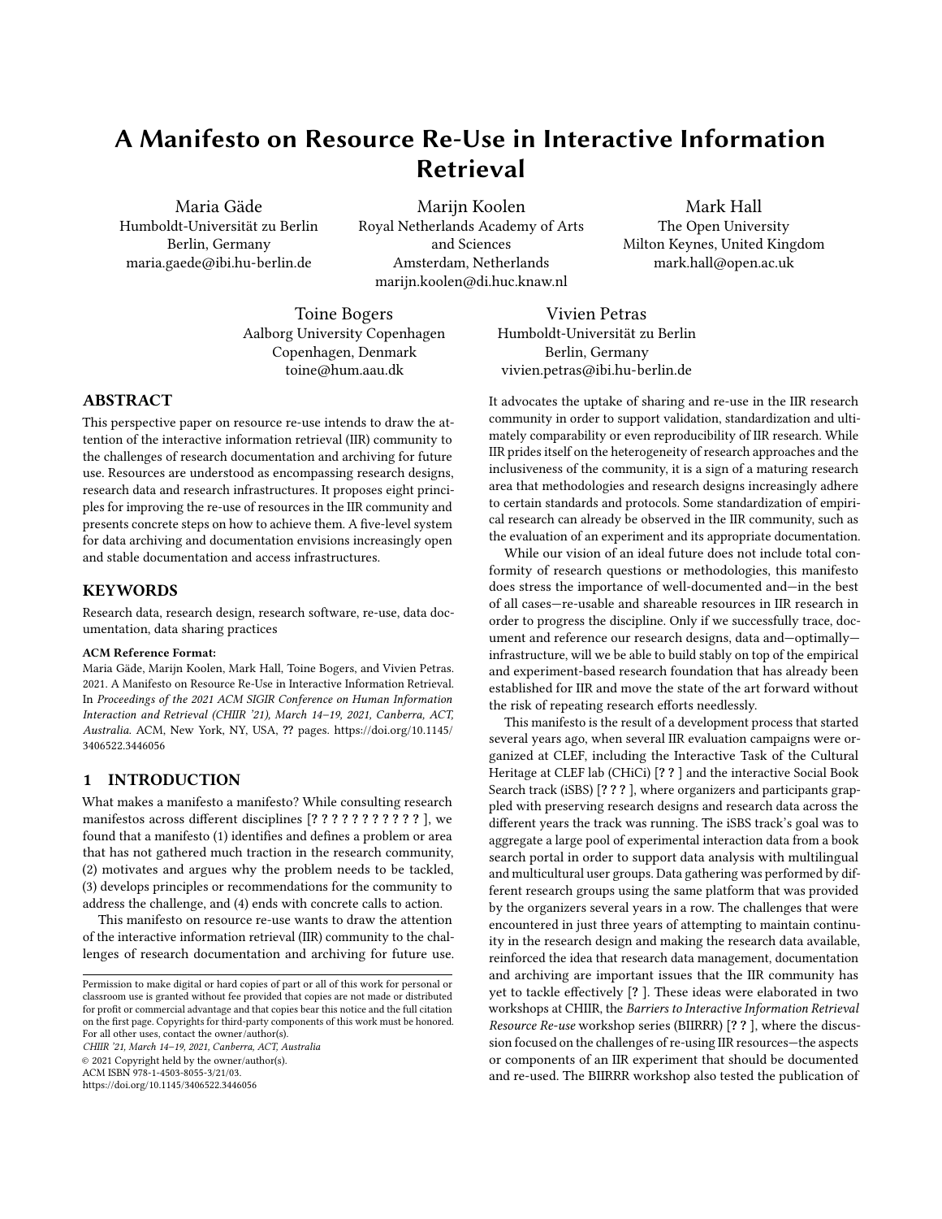# A Manifesto on Resource Re-Use in Interactive Information Retrieval

Maria Gäde
Humboldt-Universität zu Berlin
Berlin, Germany
maria.gaede@ibi.hu-berlin.de

Marijn Koolen
Royal Netherlands Academy of Arts and Sciences
Amsterdam, Netherlands
marijn.koolen@di.huc.knaw.nl

Mark Hall
The Open University
Milton Keynes, United Kingdom
mark.hall@open.ac.uk

Toine Bogers
Aalborg University Copenhagen
Copenhagen, Denmark
toine@hum.aau.dk

Vivien Petras
Humboldt-Universität zu Berlin
Berlin, Germany
vivien.petras@ibi.hu-berlin.de

## ABSTRACT

This perspective paper on resource re-use intends to draw the attention of the interactive information retrieval (IIR) community to the challenges of research documentation and archiving for future use. Resources are understood as encompassing research designs, research data and research infrastructures. It proposes eight principles for improving the re-use of resources in the IIR community and presents concrete steps on how to achieve them. A five-level system for data archiving and documentation envisions increasingly open and stable documentation and access infrastructures.

## KEYWORDS

Research data, research design, research software, re-use, data documentation, data sharing practices

**ACM Reference Format:**
Maria Gäde, Marijn Koolen, Mark Hall, Toine Bogers, and Vivien Petras. 2021. A Manifesto on Resource Re-Use in Interactive Information Retrieval. In *Proceedings of the 2021 ACM SIGIR Conference on Human Information Interaction and Retrieval (CHIIR '21), March 14–19, 2021, Canberra, ACT, Australia.* ACM, New York, NY, USA, **??** pages. https://doi.org/10.1145/3406522.3446056

## 1 INTRODUCTION

What makes a manifesto? While consulting research manifestos across different disciplines [**? ? ? ? ? ? ? ? ? ? ?** ], we found that a manifesto (1) identifies and defines a problem or area that has not gathered much traction in the research community, (2) motivates and argues why the problem needs to be tackled, (3) develops principles or recommendations for the community to address the challenge, and (4) ends with concrete calls to action.

This manifesto on resource re-use wants to draw the attention of the interactive information retrieval (IIR) community to the challenges of research documentation and archiving for future use. It advocates the uptake of sharing and re-use in the IIR research community in order to support validation, standardization and ultimately comparability or even reproducibility of IIR research. While IIR prides itself on the heterogeneity of research approaches and the inclusiveness of the community, it is a sign of a maturing research area that methodologies and research designs increasingly adhere to certain standards and protocols. Some standardization of empirical research can already be observed in the IIR community, such as the evaluation of an experiment and its appropriate documentation.

While our vision of an ideal future does not include total conformity of research questions or methodologies, this manifesto does stress the importance of well-documented and—in the best of all cases—re-usable and shareable resources in IIR research in order to progress the discipline. Only if we successfully trace, document and reference our research designs, data and—optimally—infrastructure, will we be able to build stably on top of the empirical and experiment-based research foundation that has already been established for IIR and move the state of the art forward without the risk of repeating research efforts needlessly.

This manifesto is the result of a development process that started several years ago, when several IIR evaluation campaigns were organized at CLEF, including the Interactive Task of the Cultural Heritage at CLEF lab (CHiCi) [**? ?** ] and the interactive Social Book Search track (iSBS) [**? ? ?** ], where organizers and participants grappled with preserving research designs and research data across the different years the track was running. The iSBS track's goal was to aggregate a large pool of experimental interaction data from a book search portal in order to support data analysis with multilingual and multicultural user groups. Data gathering was performed by different research groups using the same platform that was provided by the organizers several years in a row. The challenges that were encountered in just three years of attempting to maintain continuity in the research design and making the research data available, reinforced the idea that research data management, documentation and archiving are important issues that the IIR community has yet to tackle effectively [**?** ]. These ideas were elaborated in two workshops at CHIIR, the *Barriers to Interactive Information Retrieval Resource Re-use* workshop series (BIIRRR) [**? ?** ], where the discussion focused on the challenges of re-using IIR resources—the aspects or components of an IIR experiment that should be documented and re-used. The BIIRRR workshop also tested the publication of

Permission to make digital or hard copies of part or all of this work for personal or classroom use is granted without fee provided that copies are not made or distributed for profit or commercial advantage and that copies bear this notice and the full citation on the first page. Copyrights for third-party components of this work must be honored. For all other uses, contact the owner/author(s).
*CHIIR '21, March 14–19, 2021, Canberra, ACT, Australia*
© 2021 Copyright held by the owner/author(s).
ACM ISBN 978-1-4503-8055-3/21/03.
https://doi.org/10.1145/3406522.3446056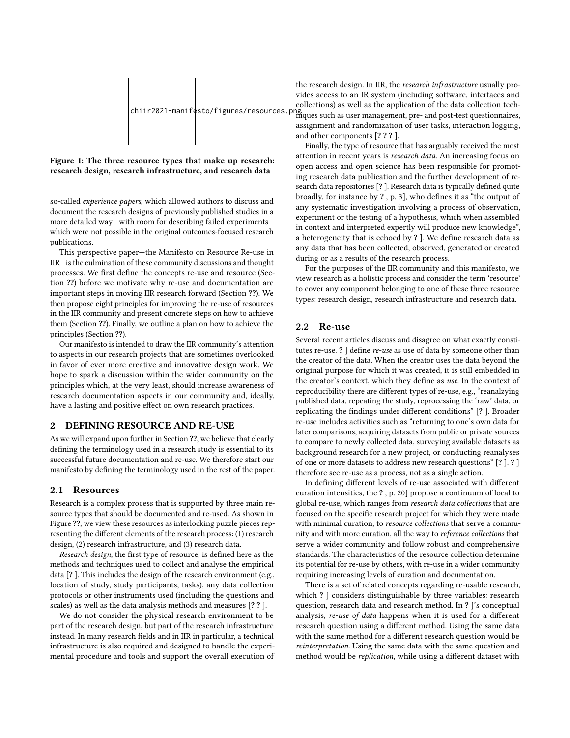chiir2021-manifesto/figures/resources.png

**Figure 1: The three resource types that make up research: research design, research infrastructure, and research data**

so-called *experience papers*, which allowed authors to discuss and document the research designs of previously published studies in a more detailed way—with room for describing failed experiments—which were not possible in the original outcomes-focused research publications.

This perspective paper—the Manifesto on Resource Re-use in IIR—is the culmination of these community discussions and thought processes. We first define the concepts re-use and resource (Section ??) before we motivate why re-use and documentation are important steps in moving IIR research forward (Section ??). We then propose eight principles for improving the re-use of resources in the IIR community and present concrete steps on how to achieve them (Section ??). Finally, we outline a plan on how to achieve the principles (Section ??).

Our manifesto is intended to draw the IIR community's attention to aspects in our research projects that are sometimes overlooked in favor of ever more creative and innovative design work. We hope to spark a discussion within the wider community on the principles which, at the very least, should increase awareness of research documentation aspects in our community and, ideally, have a lasting and positive effect on own research practices.

## 2 DEFINING RESOURCE AND RE-USE

As we will expand upon further in Section ??, we believe that clearly defining the terminology used in a research study is essential to its successful future documentation and re-use. We therefore start our manifesto by defining the terminology used in the rest of the paper.

### 2.1 Resources

Research is a complex process that is supported by three main resource types that should be documented and re-used. As shown in Figure ??, we view these resources as interlocking puzzle pieces representing the different elements of the research process: (1) research design, (2) research infrastructure, and (3) research data.

*Research design*, the first type of resource, is defined here as the methods and techniques used to collect and analyse the empirical data [? ]. This includes the design of the research environment (e.g., location of study, study participants, tasks), any data collection protocols or other instruments used (including the questions and scales) as well as the data analysis methods and measures [? ? ].

We do not consider the physical research environment to be part of the research design, but part of the research infrastructure instead. In many research fields and in IIR in particular, a technical infrastructure is also required and designed to handle the experimental procedure and tools and support the overall execution of the research design. In IIR, the *research infrastructure* usually provides access to an IR system (including software, interfaces and collections) as well as the application of the data collection techniques such as user management, pre- and post-test questionnaires, assignment and randomization of user tasks, interaction logging, and other components [? ? ? ].

Finally, the type of resource that has arguably received the most attention in recent years is *research data*. An increasing focus on open access and open science has been responsible for promoting research data publication and the further development of research data repositories [? ]. Research data is typically defined quite broadly, for instance by ? , p. 3], who defines it as "the output of any systematic investigation involving a process of observation, experiment or the testing of a hypothesis, which when assembled in context and interpreted expertly will produce new knowledge", a heterogeneity that is echoed by ? ]. We define research data as any data that has been collected, observed, generated or created during or as a results of the research process.

For the purposes of the IIR community and this manifesto, we view research as a holistic process and consider the term 'resource' to cover any component belonging to one of these three resource types: research design, research infrastructure and research data.

### 2.2 Re-use

Several recent articles discuss and disagree on what exactly constitutes re-use. ? ] define *re-use* as use of data by someone other than the creator of the data. When the creator uses the data beyond the original purpose for which it was created, it is still embedded in the creator's context, which they define as *use*. In the context of reproducibility there are different types of re-use, e.g., "reanalzying published data, repeating the study, reprocessing the 'raw' data, or replicating the findings under different conditions" [? ]. Broader re-use includes activities such as "returning to one's own data for later comparisons, acquiring datasets from public or private sources to compare to newly collected data, surveying available datasets as background research for a new project, or conducting reanalyses of one or more datasets to address new research questions" [? ]. ? ] therefore see re-use as a process, not as a single action.

In defining different levels of re-use associated with different curation intensities, the ? , p. 20] propose a continuum of local to global re-use, which ranges from *research data collections* that are focused on the specific research project for which they were made with minimal curation, to *resource collections* that serve a community and with more curation, all the way to *reference collections* that serve a wider community and follow robust and comprehensive standards. The characteristics of the resource collection determine its potential for re-use by others, with re-use in a wider community requiring increasing levels of curation and documentation.

There is a set of related concepts regarding re-usable research, which ? ] considers distinguishable by three variables: research question, research data and research method. In ? ]'s conceptual analysis, *re-use of data* happens when it is used for a different research question using a different method. Using the same data with the same method for a different research question would be *reinterpretation*. Using the same data with the same question and method would be *replication*, while using a different dataset with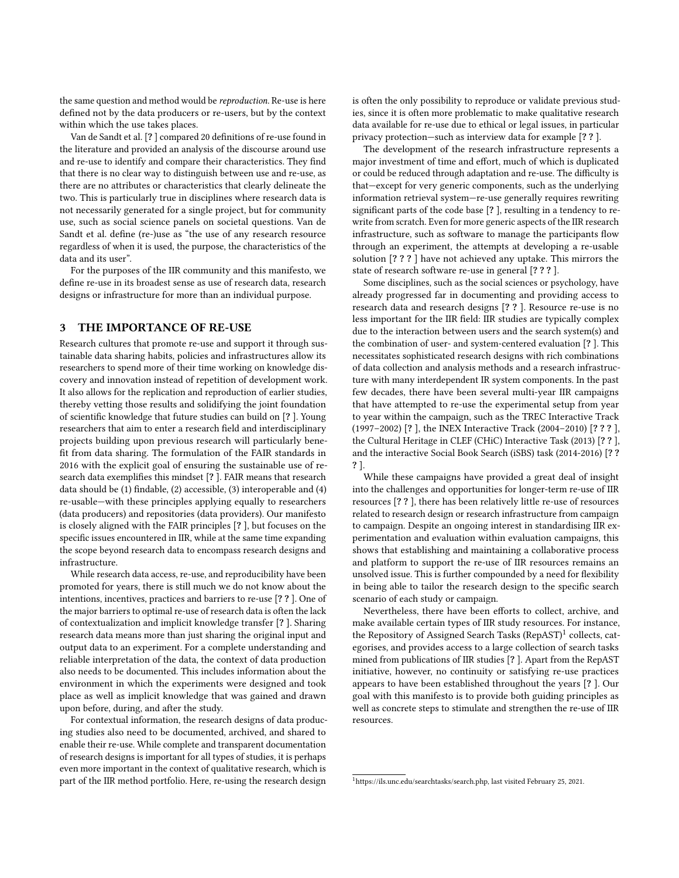the same question and method would be *reproduction*. Re-use is here defined not by the data producers or re-users, but by the context within which the use takes places.

Van de Sandt et al. [? ] compared 20 definitions of re-use found in the literature and provided an analysis of the discourse around use and re-use to identify and compare their characteristics. They find that there is no clear way to distinguish between use and re-use, as there are no attributes or characteristics that clearly delineate the two. This is particularly true in disciplines where research data is not necessarily generated for a single project, but for community use, such as social science panels on societal questions. Van de Sandt et al. define (re-)use as "the use of any research resource regardless of when it is used, the purpose, the characteristics of the data and its user".

For the purposes of the IIR community and this manifesto, we define re-use in its broadest sense as use of research data, research designs or infrastructure for more than an individual purpose.

## 3 THE IMPORTANCE OF RE-USE

Research cultures that promote re-use and support it through sustainable data sharing habits, policies and infrastructures allow its researchers to spend more of their time working on knowledge discovery and innovation instead of repetition of development work. It also allows for the replication and reproduction of earlier studies, thereby vetting those results and solidifying the joint foundation of scientific knowledge that future studies can build on [? ]. Young researchers that aim to enter a research field and interdisciplinary projects building upon previous research will particularly benefit from data sharing. The formulation of the FAIR standards in 2016 with the explicit goal of ensuring the sustainable use of research data exemplifies this mindset [? ]. FAIR means that research data should be (1) findable, (2) accessible, (3) interoperable and (4) re-usable—with these principles applying equally to researchers (data producers) and repositories (data providers). Our manifesto is closely aligned with the FAIR principles [? ], but focuses on the specific issues encountered in IIR, while at the same time expanding the scope beyond research data to encompass research designs and infrastructure.

While research data access, re-use, and reproducibility have been promoted for years, there is still much we do not know about the intentions, incentives, practices and barriers to re-use [? ? ]. One of the major barriers to optimal re-use of research data is often the lack of contextualization and implicit knowledge transfer [? ]. Sharing research data means more than just sharing the original input and output data to an experiment. For a complete understanding and reliable interpretation of the data, the context of data production also needs to be documented. This includes information about the environment in which the experiments were designed and took place as well as implicit knowledge that was gained and drawn upon before, during, and after the study.

For contextual information, the research designs of data producing studies also need to be documented, archived, and shared to enable their re-use. While complete and transparent documentation of research designs is important for all types of studies, it is perhaps even more important in the context of qualitative research, which is part of the IIR method portfolio. Here, re-using the research design is often the only possibility to reproduce or validate previous studies, since it is often more problematic to make qualitative research data available for re-use due to ethical or legal issues, in particular privacy protection—such as interview data for example [? ? ].

The development of the research infrastructure represents a major investment of time and effort, much of which is duplicated or could be reduced through adaptation and re-use. The difficulty is that—except for very generic components, such as the underlying information retrieval system—re-use generally requires rewriting significant parts of the code base [? ], resulting in a tendency to re-write from scratch. Even for more generic aspects of the IIR research infrastructure, such as software to manage the participants flow through an experiment, the attempts at developing a re-usable solution [? ? ? ] have not achieved any uptake. This mirrors the state of research software re-use in general [? ? ? ].

Some disciplines, such as the social sciences or psychology, have already progressed far in documenting and providing access to research data and research designs [? ? ]. Resource re-use is no less important for the IIR field: IIR studies are typically complex due to the interaction between users and the search system(s) and the combination of user- and system-centered evaluation [? ]. This necessitates sophisticated research designs with rich combinations of data collection and analysis methods and a research infrastructure with many interdependent IR system components. In the past few decades, there have been several multi-year IIR campaigns that have attempted to re-use the experimental setup from year to year within the campaign, such as the TREC Interactive Track (1997–2002) [? ], the INEX Interactive Track (2004–2010) [? ? ? ], the Cultural Heritage in CLEF (CHiC) Interactive Task (2013) [? ? ], and the interactive Social Book Search (iSBS) task (2014-2016) [? ? ? ].

While these campaigns have provided a great deal of insight into the challenges and opportunities for longer-term re-use of IIR resources [? ? ], there has been relatively little re-use of resources related to research design or research infrastructure from campaign to campaign. Despite an ongoing interest in standardising IIR experimentation and evaluation within evaluation campaigns, this shows that establishing and maintaining a collaborative process and platform to support the re-use of IIR resources remains an unsolved issue. This is further compounded by a need for flexibility in being able to tailor the research design to the specific search scenario of each study or campaign.

Nevertheless, there have been efforts to collect, archive, and make available certain types of IIR study resources. For instance, the Repository of Assigned Search Tasks (RepAST)[1] collects, categorises, and provides access to a large collection of search tasks mined from publications of IIR studies [? ]. Apart from the RepAST initiative, however, no continuity or satisfying re-use practices appears to have been established throughout the years [? ]. Our goal with this manifesto is to provide both guiding principles as well as concrete steps to stimulate and strengthen the re-use of IIR resources.

[1] https://ils.unc.edu/searchtasks/search.php, last visited February 25, 2021.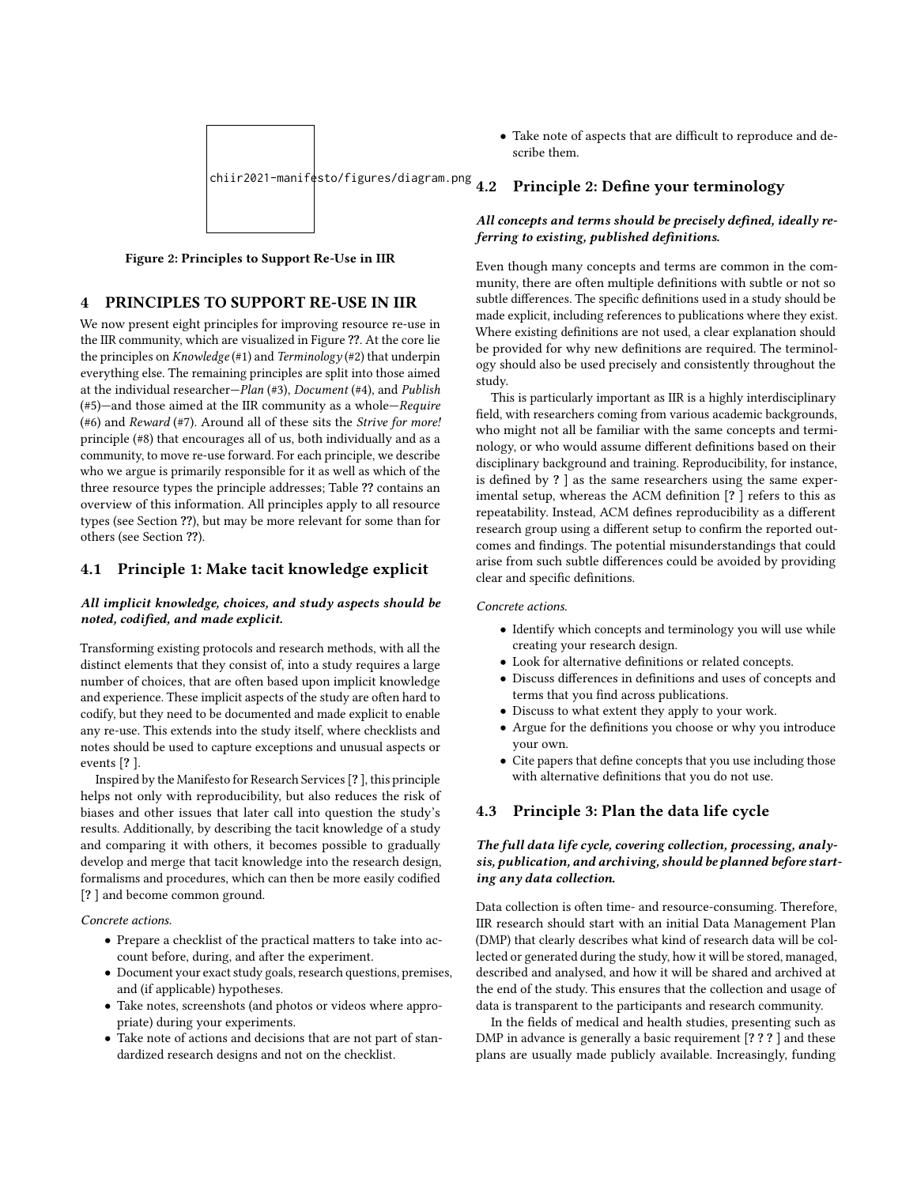chiir2021-manifesto/figures/diagram.png

Figure 2: Principles to Support Re-Use in IIR

## 4 PRINCIPLES TO SUPPORT RE-USE IN IIR

We now present eight principles for improving resource re-use in the IIR community, which are visualized in Figure ??. At the core lie the principles on *Knowledge* (#1) and *Terminology* (#2) that underpin everything else. The remaining principles are split into those aimed at the individual researcher—*Plan* (#3), *Document* (#4), and *Publish* (#5)—and those aimed at the IIR community as a whole—*Require* (#6) and *Reward* (#7). Around all of these sits the *Strive for more!* principle (#8) that encourages all of us, both individually and as a community, to move re-use forward. For each principle, we describe who we argue is primarily responsible for it as well as which of the three resource types the principle addresses; Table ?? contains an overview of this information. All principles apply to all resource types (see Section ??), but may be more relevant for some than for others (see Section ??).

### 4.1 Principle 1: Make tacit knowledge explicit

***All implicit knowledge, choices, and study aspects should be noted, codified, and made explicit.***

Transforming existing protocols and research methods, with all the distinct elements that they consist of, into a study requires a large number of choices, that are often based upon implicit knowledge and experience. These implicit aspects of the study are often hard to codify, but they need to be documented and made explicit to enable any re-use. This extends into the study itself, where checklists and notes should be used to capture exceptions and unusual aspects or events [? ].

Inspired by the Manifesto for Research Services [? ], this principle helps not only with reproducibility, but also reduces the risk of biases and other issues that later call into question the study's results. Additionally, by describing the tacit knowledge of a study and comparing it with others, it becomes possible to gradually develop and merge that tacit knowledge into the research design, formalisms and procedures, which can then be more easily codified [? ] and become common ground.

*Concrete actions.*

- Prepare a checklist of the practical matters to take into account before, during, and after the experiment.
- Document your exact study goals, research questions, premises, and (if applicable) hypotheses.
- Take notes, screenshots (and photos or videos where appropriate) during your experiments.
- Take note of actions and decisions that are not part of standardized research designs and not on the checklist.
- Take note of aspects that are difficult to reproduce and describe them.

### 4.2 Principle 2: Define your terminology

***All concepts and terms should be precisely defined, ideally referring to existing, published definitions.***

Even though many concepts and terms are common in the community, there are often multiple definitions with subtle or not so subtle differences. The specific definitions used in a study should be made explicit, including references to publications where they exist. Where existing definitions are not used, a clear explanation should be provided for why new definitions are required. The terminology should also be used precisely and consistently throughout the study.

This is particularly important as IIR is a highly interdisciplinary field, with researchers coming from various academic backgrounds, who might not all be familiar with the same concepts and terminology, or who would assume different definitions based on their disciplinary background and training. Reproducibility, for instance, is defined by ? as the same researchers using the same experimental setup, whereas the ACM definition [? ] refers to this as repeatability. Instead, ACM defines reproducibility as a different research group using a different setup to confirm the reported outcomes and findings. The potential misunderstandings that could arise from such subtle differences could be avoided by providing clear and specific definitions.

*Concrete actions.*

- Identify which concepts and terminology you will use while creating your research design.
- Look for alternative definitions or related concepts.
- Discuss differences in definitions and uses of concepts and terms that you find across publications.
- Discuss to what extent they apply to your work.
- Argue for the definitions you choose or why you introduce your own.
- Cite papers that define concepts that you use including those with alternative definitions that you do not use.

### 4.3 Principle 3: Plan the data life cycle

***The full data life cycle, covering collection, processing, analysis, publication, and archiving, should be planned before starting any data collection.***

Data collection is often time- and resource-consuming. Therefore, IIR research should start with an initial Data Management Plan (DMP) that clearly describes what kind of research data will be collected or generated during the study, how it will be stored, managed, described and analysed, and how it will be shared and archived at the end of the study. This ensures that the collection and usage of data is transparent to the participants and research community.

In the fields of medical and health studies, presenting such as DMP in advance is generally a basic requirement [? ? ? ] and these plans are usually made publicly available. Increasingly, funding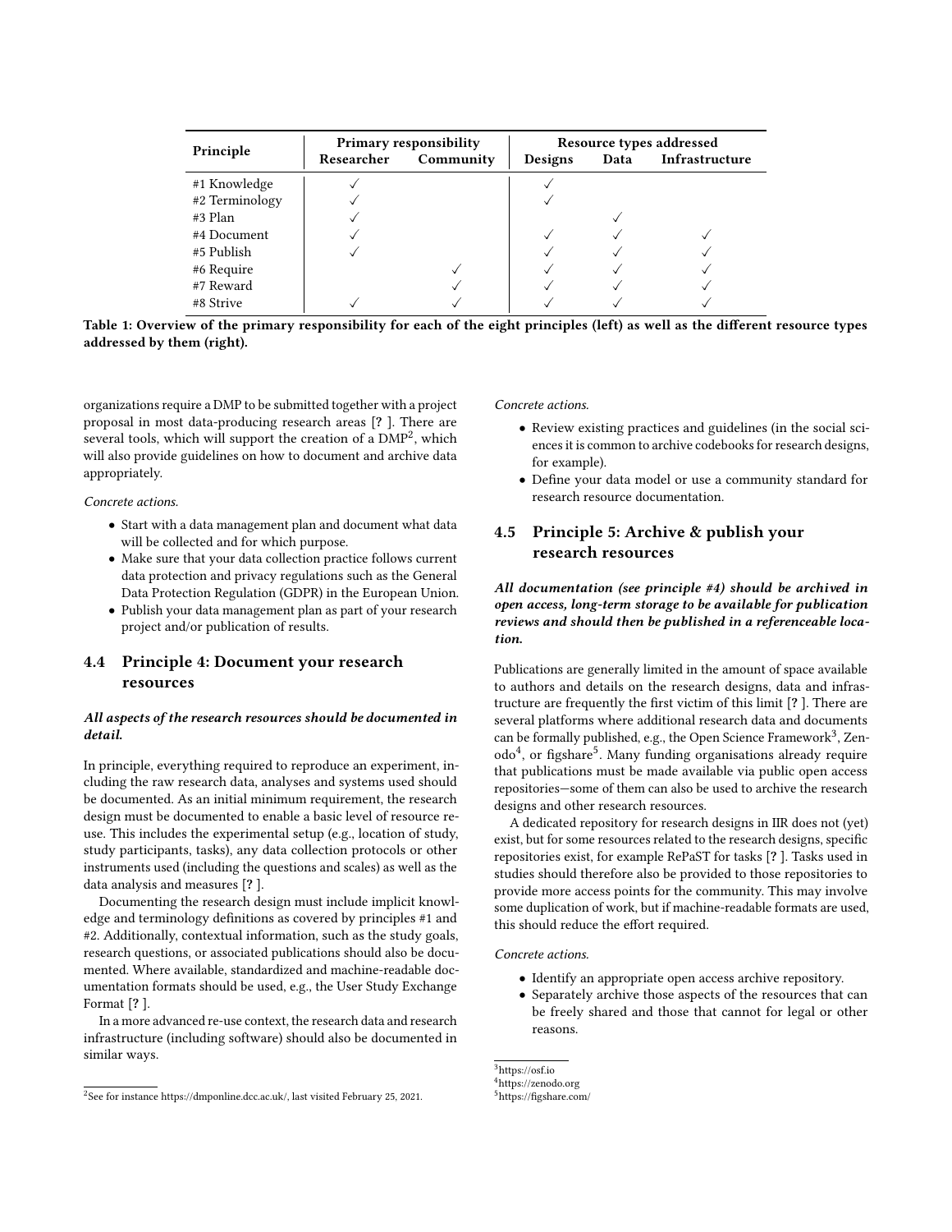| Principle | Primary responsibility | | Resource types addressed | | |
|---|---|---|---|---|---|
| | Researcher | Community | Designs | Data | Infrastructure |
| #1 Knowledge | ✓ | | ✓ | | |
| #2 Terminology | ✓ | | ✓ | | |
| #3 Plan | ✓ | | | ✓ | |
| #4 Document | ✓ | | ✓ | ✓ | ✓ |
| #5 Publish | ✓ | | ✓ | ✓ | ✓ |
| #6 Require | | ✓ | ✓ | ✓ | ✓ |
| #7 Reward | | ✓ | ✓ | ✓ | ✓ |
| #8 Strive | ✓ | ✓ | ✓ | ✓ | ✓ |

**Table 1: Overview of the primary responsibility for each of the eight principles (left) as well as the different resource types addressed by them (right).**

organizations require a DMP to be submitted together with a project proposal in most data-producing research areas [? ]. There are several tools, which will support the creation of a DMP[2], which will also provide guidelines on how to document and archive data appropriately.

*Concrete actions.*

- Start with a data management plan and document what data will be collected and for which purpose.
- Make sure that your data collection practice follows current data protection and privacy regulations such as the General Data Protection Regulation (GDPR) in the European Union.
- Publish your data management plan as part of your research project and/or publication of results.

## 4.4 Principle 4: Document your research resources

***All aspects of the research resources should be documented in detail.***

In principle, everything required to reproduce an experiment, including the raw research data, analyses and systems used should be documented. As an initial minimum requirement, the research design must be documented to enable a basic level of resource reuse. This includes the experimental setup (e.g., location of study, study participants, tasks), any data collection protocols or other instruments used (including the questions and scales) as well as the data analysis and measures [? ].

Documenting the research design must include implicit knowledge and terminology definitions as covered by principles #1 and #2. Additionally, contextual information, such as the study goals, research questions, or associated publications should also be documented. Where available, standardized and machine-readable documentation formats should be used, e.g., the User Study Exchange Format [? ].

In a more advanced re-use context, the research data and research infrastructure (including software) should also be documented in similar ways.

*Concrete actions.*

- Review existing practices and guidelines (in the social sciences it is common to archive codebooks for research designs, for example).
- Define your data model or use a community standard for research resource documentation.

## 4.5 Principle 5: Archive & publish your research resources

***All documentation (see principle #4) should be archived in open access, long-term storage to be available for publication reviews and should then be published in a referenceable location.***

Publications are generally limited in the amount of space available to authors and details on the research designs, data and infrastructure are frequently the first victim of this limit [? ]. There are several platforms where additional research data and documents can be formally published, e.g., the Open Science Framework[3], Zenodo[4], or figshare[5]. Many funding organisations already require that publications must be made available via public open access repositories—some of them can also be used to archive the research designs and other research resources.

A dedicated repository for research designs in IIR does not (yet) exist, but for some resources related to the research designs, specific repositories exist, for example RePaST for tasks [? ]. Tasks used in studies should therefore also be provided to those repositories to provide more access points for the community. This may involve some duplication of work, but if machine-readable formats are used, this should reduce the effort required.

*Concrete actions.*

- Identify an appropriate open access archive repository.
- Separately archive those aspects of the resources that can be freely shared and those that cannot for legal or other reasons.

[2] See for instance https://dmponline.dcc.ac.uk/, last visited February 25, 2021.

[3] https://osf.io

[4] https://zenodo.org

[5] https://figshare.com/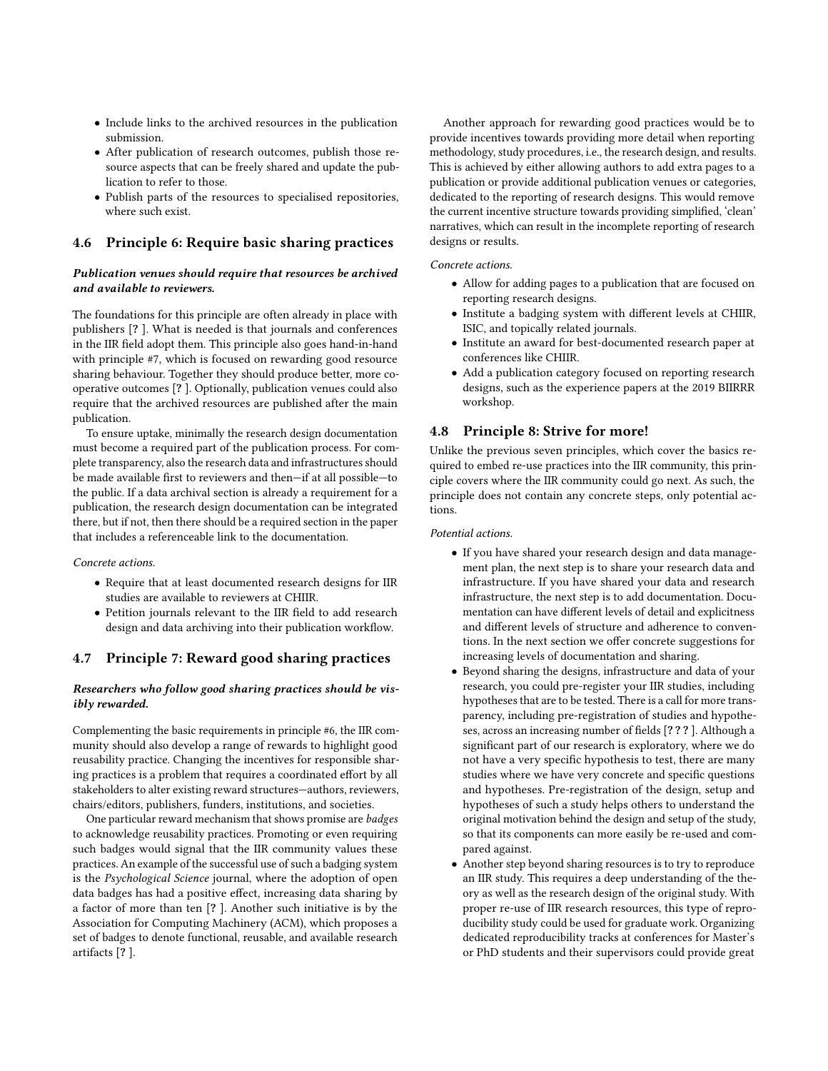- Include links to the archived resources in the publication submission.
- After publication of research outcomes, publish those resource aspects that can be freely shared and update the publication to refer to those.
- Publish parts of the resources to specialised repositories, where such exist.

### 4.6 Principle 6: Require basic sharing practices

***Publication venues should require that resources be archived and available to reviewers.***

The foundations for this principle are often already in place with publishers [? ]. What is needed is that journals and conferences in the IIR field adopt them. This principle also goes hand-in-hand with principle #7, which is focused on rewarding good resource sharing behaviour. Together they should produce better, more cooperative outcomes [? ]. Optionally, publication venues could also require that the archived resources are published after the main publication.

To ensure uptake, minimally the research design documentation must become a required part of the publication process. For complete transparency, also the research data and infrastructures should be made available first to reviewers and then—if at all possible—to the public. If a data archival section is already a requirement for a publication, the research design documentation can be integrated there, but if not, then there should be a required section in the paper that includes a referenceable link to the documentation.

*Concrete actions.*

- Require that at least documented research designs for IIR studies are available to reviewers at CHIIR.
- Petition journals relevant to the IIR field to add research design and data archiving into their publication workflow.

### 4.7 Principle 7: Reward good sharing practices

***Researchers who follow good sharing practices should be visibly rewarded.***

Complementing the basic requirements in principle #6, the IIR community should also develop a range of rewards to highlight good reusability practice. Changing the incentives for responsible sharing practices is a problem that requires a coordinated effort by all stakeholders to alter existing reward structures—authors, reviewers, chairs/editors, publishers, funders, institutions, and societies.

One particular reward mechanism that shows promise are *badges* to acknowledge reusability practices. Promoting or even requiring such badges would signal that the IIR community values these practices. An example of the successful use of such a badging system is the *Psychological Science* journal, where the adoption of open data badges has had a positive effect, increasing data sharing by a factor of more than ten [? ]. Another such initiative is by the Association for Computing Machinery (ACM), which proposes a set of badges to denote functional, reusable, and available research artifacts [? ].

Another approach for rewarding good practices would be to provide incentives towards providing more detail when reporting methodology, study procedures, i.e., the research design, and results. This is achieved by either allowing authors to add extra pages to a publication or provide additional publication venues or categories, dedicated to the reporting of research designs. This would remove the current incentive structure towards providing simplified, 'clean' narratives, which can result in the incomplete reporting of research designs or results.

*Concrete actions.*

- Allow for adding pages to a publication that are focused on reporting research designs.
- Institute a badging system with different levels at CHIIR, ISIC, and topically related journals.
- Institute an award for best-documented research paper at conferences like CHIIR.
- Add a publication category focused on reporting research designs, such as the experience papers at the 2019 BIIRRR workshop.

### 4.8 Principle 8: Strive for more!

Unlike the previous seven principles, which cover the basics required to embed re-use practices into the IIR community, this principle covers where the IIR community could go next. As such, the principle does not contain any concrete steps, only potential actions.

*Potential actions.*

- If you have shared your research design and data management plan, the next step is to share your research data and infrastructure. If you have shared your data and research infrastructure, the next step is to add documentation. Documentation can have different levels of detail and explicitness and different levels of structure and adherence to conventions. In the next section we offer concrete suggestions for increasing levels of documentation and sharing.
- Beyond sharing the designs, infrastructure and data of your research, you could pre-register your IIR studies, including hypotheses that are to be tested. There is a call for more transparency, including pre-registration of studies and hypotheses, across an increasing number of fields [? ? ? ]. Although a significant part of our research is exploratory, where we do not have a very specific hypothesis to test, there are many studies where we have very concrete and specific questions and hypotheses. Pre-registration of the design, setup and hypotheses of such a study helps others to understand the original motivation behind the design and setup of the study, so that its components can more easily be re-used and compared against.
- Another step beyond sharing resources is to try to reproduce an IIR study. This requires a deep understanding of the theory as well as the research design of the original study. With proper re-use of IIR research resources, this type of reproducibility study could be used for graduate work. Organizing dedicated reproducibility tracks at conferences for Master's or PhD students and their supervisors could provide great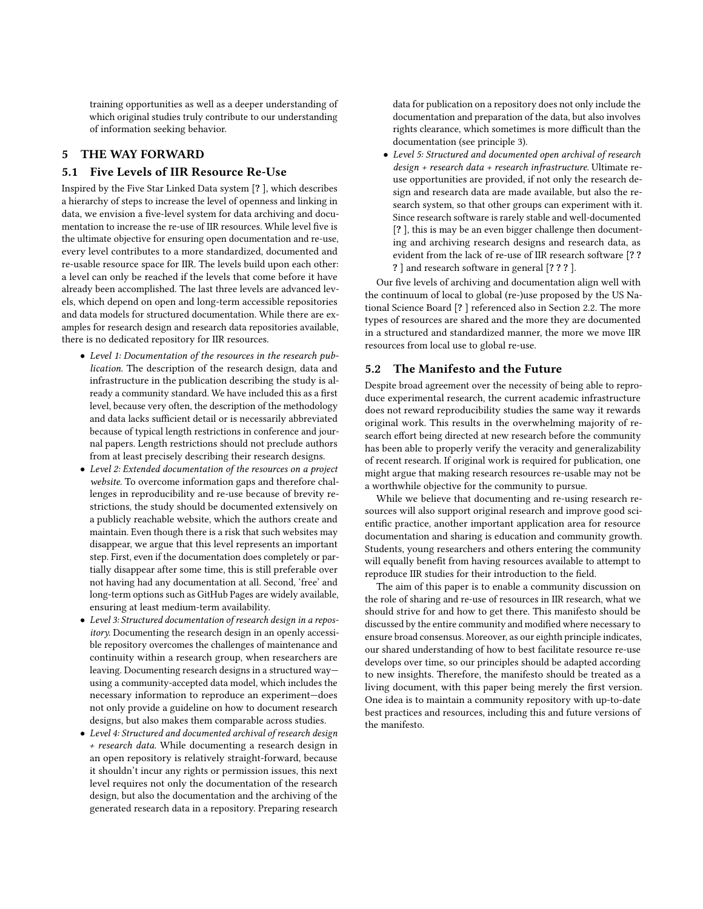training opportunities as well as a deeper understanding of which original studies truly contribute to our understanding of information seeking behavior.

## 5 THE WAY FORWARD

### 5.1 Five Levels of IIR Resource Re-Use

Inspired by the Five Star Linked Data system [? ], which describes a hierarchy of steps to increase the level of openness and linking in data, we envision a five-level system for data archiving and documentation to increase the re-use of IIR resources. While level five is the ultimate objective for ensuring open documentation and re-use, every level contributes to a more standardized, documented and re-usable resource space for IIR. The levels build upon each other: a level can only be reached if the levels that come before it have already been accomplished. The last three levels are advanced levels, which depend on open and long-term accessible repositories and data models for structured documentation. While there are examples for research design and research data repositories available, there is no dedicated repository for IIR resources.

- *Level 1: Documentation of the resources in the research publication.* The description of the research design, data and infrastructure in the publication describing the study is already a community standard. We have included this as a first level, because very often, the description of the methodology and data lacks sufficient detail or is necessarily abbreviated because of typical length restrictions in conference and journal papers. Length restrictions should not preclude authors from at least precisely describing their research designs.
- *Level 2: Extended documentation of the resources on a project website.* To overcome information gaps and therefore challenges in reproducibility and re-use because of brevity restrictions, the study should be documented extensively on a publicly reachable website, which the authors create and maintain. Even though there is a risk that such websites may disappear, we argue that this level represents an important step. First, even if the documentation does completely or partially disappear after some time, this is still preferable over not having had any documentation at all. Second, 'free' and long-term options such as GitHub Pages are widely available, ensuring at least medium-term availability.
- *Level 3: Structured documentation of research design in a repository.* Documenting the research design in an openly accessible repository overcomes the challenges of maintenance and continuity within a research group, when researchers are leaving. Documenting research designs in a structured way—using a community-accepted data model, which includes the necessary information to reproduce an experiment—does not only provide a guideline on how to document research designs, but also makes them comparable across studies.
- *Level 4: Structured and documented archival of research design + research data.* While documenting a research design in an open repository is relatively straight-forward, because it shouldn't incur any rights or permission issues, this next level requires not only the documentation of the research design, but also the documentation and the archiving of the generated research data in a repository. Preparing research data for publication on a repository does not only include the documentation and preparation of the data, but also involves rights clearance, which sometimes is more difficult than the documentation (see principle 3).
- *Level 5: Structured and documented open archival of research design + research data + research infrastructure.* Ultimate re-use opportunities are provided, if not only the research design and research data are made available, but also the research system, so that other groups can experiment with it. Since research software is rarely stable and well-documented [? ], this is may be an even bigger challenge then documenting and archiving research designs and research data, as evident from the lack of re-use of IIR research software [? ? ? ] and research software in general [? ? ? ].

Our five levels of archiving and documentation align well with the continuum of local to global (re-)use proposed by the US National Science Board [? ] referenced also in Section 2.2. The more types of resources are shared and the more they are documented in a structured and standardized manner, the more we move IIR resources from local use to global re-use.

### 5.2 The Manifesto and the Future

Despite broad agreement over the necessity of being able to reproduce experimental research, the current academic infrastructure does not reward reproducibility studies the same way it rewards original work. This results in the overwhelming majority of research effort being directed at new research before the community has been able to properly verify the veracity and generalizability of recent research. If original work is required for publication, one might argue that making research resources re-usable may not be a worthwhile objective for the community to pursue.

While we believe that documenting and re-using research resources will also support original research and improve good scientific practice, another important application area for resource documentation and sharing is education and community growth. Students, young researchers and others entering the community will equally benefit from having resources available to attempt to reproduce IIR studies for their introduction to the field.

The aim of this paper is to enable a community discussion on the role of sharing and re-use of resources in IIR research, what we should strive for and how to get there. This manifesto should be discussed by the entire community and modified where necessary to ensure broad consensus. Moreover, as our eighth principle indicates, our shared understanding of how to best facilitate resource re-use develops over time, so our principles should be adapted according to new insights. Therefore, the manifesto should be treated as a living document, with this paper being merely the first version. One idea is to maintain a community repository with up-to-date best practices and resources, including this and future versions of the manifesto.